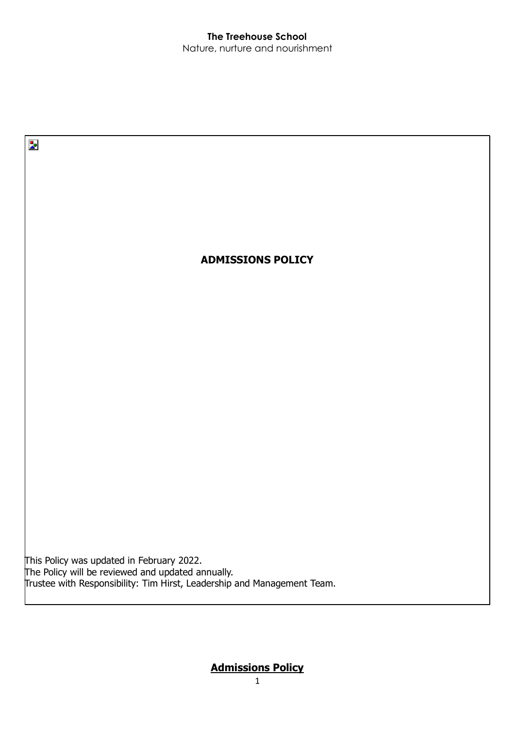**The Treehouse School**

Nature, nurture and nourishment

# ADMISSIONS POLICY

This Policy was updated in February 2022.
The Policy will be reviewed and updated annually.
Trustee with Responsibility: Tim Hirst, Leadership and Management Team.

## Admissions Policy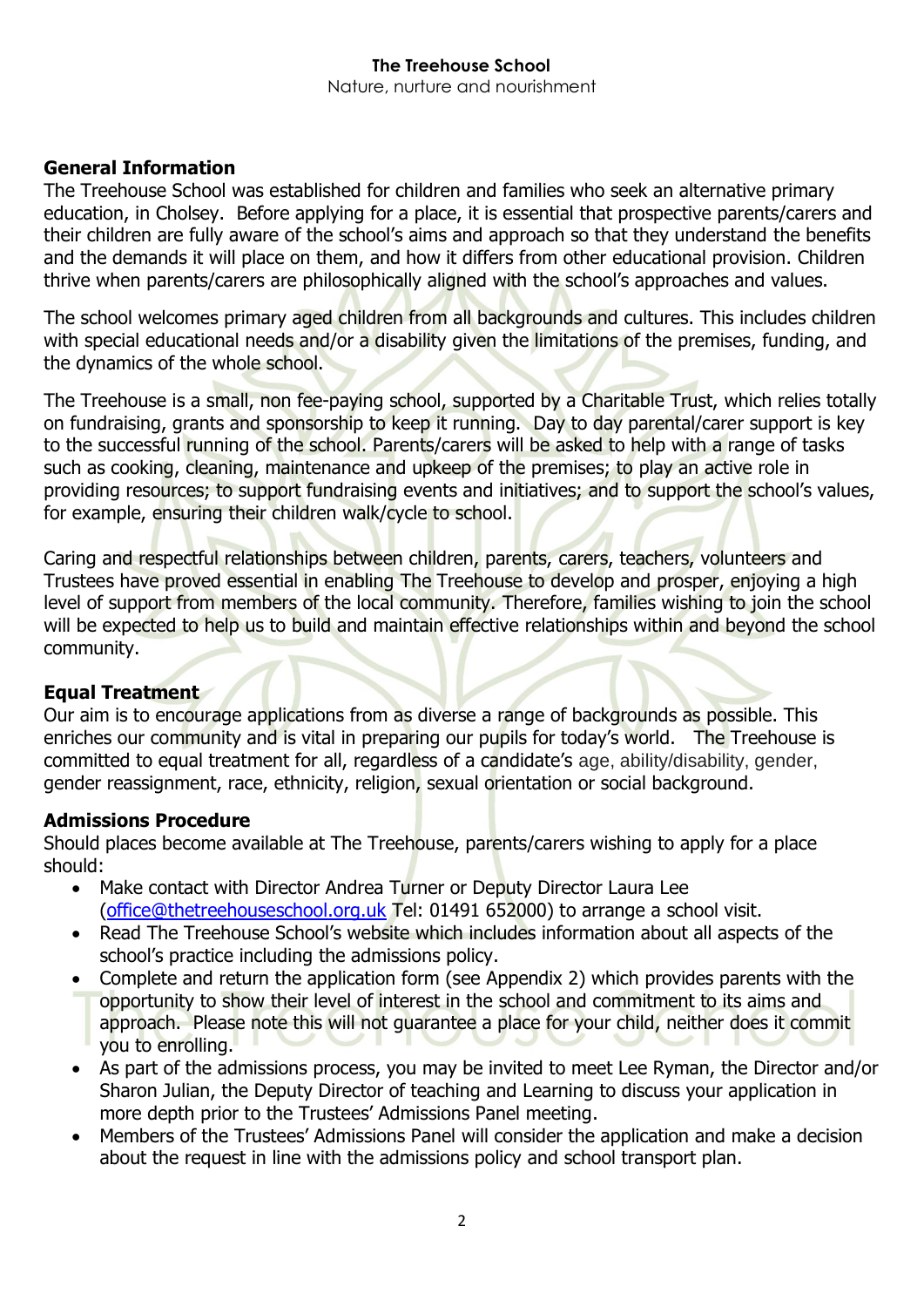**The Treehouse School**
Nature, nurture and nourishment

## General Information

The Treehouse School was established for children and families who seek an alternative primary education, in Cholsey. Before applying for a place, it is essential that prospective parents/carers and their children are fully aware of the school's aims and approach so that they understand the benefits and the demands it will place on them, and how it differs from other educational provision. Children thrive when parents/carers are philosophically aligned with the school's approaches and values.

The school welcomes primary aged children from all backgrounds and cultures. This includes children with special educational needs and/or a disability given the limitations of the premises, funding, and the dynamics of the whole school.

The Treehouse is a small, non fee-paying school, supported by a Charitable Trust, which relies totally on fundraising, grants and sponsorship to keep it running. Day to day parental/carer support is key to the successful running of the school. Parents/carers will be asked to help with a range of tasks such as cooking, cleaning, maintenance and upkeep of the premises; to play an active role in providing resources; to support fundraising events and initiatives; and to support the school's values, for example, ensuring their children walk/cycle to school.

Caring and respectful relationships between children, parents, carers, teachers, volunteers and Trustees have proved essential in enabling The Treehouse to develop and prosper, enjoying a high level of support from members of the local community. Therefore, families wishing to join the school will be expected to help us to build and maintain effective relationships within and beyond the school community.

## Equal Treatment

Our aim is to encourage applications from as diverse a range of backgrounds as possible. This enriches our community and is vital in preparing our pupils for today's world. The Treehouse is committed to equal treatment for all, regardless of a candidate's age, ability/disability, gender, gender reassignment, race, ethnicity, religion, sexual orientation or social background.

## Admissions Procedure

Should places become available at The Treehouse, parents/carers wishing to apply for a place should:

- Make contact with Director Andrea Turner or Deputy Director Laura Lee (office@thetreehouseschool.org.uk Tel: 01491 652000) to arrange a school visit.
- Read The Treehouse School's website which includes information about all aspects of the school's practice including the admissions policy.
- Complete and return the application form (see Appendix 2) which provides parents with the opportunity to show their level of interest in the school and commitment to its aims and approach. Please note this will not guarantee a place for your child, neither does it commit you to enrolling.
- As part of the admissions process, you may be invited to meet Lee Ryman, the Director and/or Sharon Julian, the Deputy Director of teaching and Learning to discuss your application in more depth prior to the Trustees' Admissions Panel meeting.
- Members of the Trustees' Admissions Panel will consider the application and make a decision about the request in line with the admissions policy and school transport plan.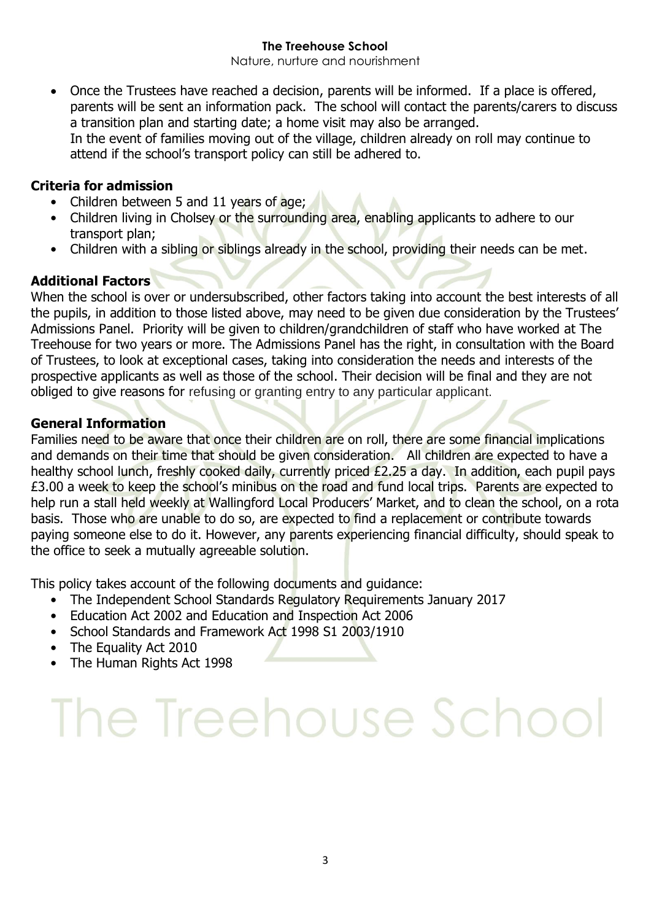- Once the Trustees have reached a decision, parents will be informed. If a place is offered, parents will be sent an information pack. The school will contact the parents/carers to discuss a transition plan and starting date; a home visit may also be arranged.
  In the event of families moving out of the village, children already on roll may continue to attend if the school's transport policy can still be adhered to.

**Criteria for admission**

- Children between 5 and 11 years of age;
- Children living in Cholsey or the surrounding area, enabling applicants to adhere to our transport plan;
- Children with a sibling or siblings already in the school, providing their needs can be met.

**Additional Factors**

When the school is over or undersubscribed, other factors taking into account the best interests of all the pupils, in addition to those listed above, may need to be given due consideration by the Trustees' Admissions Panel. Priority will be given to children/grandchildren of staff who have worked at The Treehouse for two years or more. The Admissions Panel has the right, in consultation with the Board of Trustees, to look at exceptional cases, taking into consideration the needs and interests of the prospective applicants as well as those of the school. Their decision will be final and they are not obliged to give reasons for refusing or granting entry to any particular applicant.

**General Information**

Families need to be aware that once their children are on roll, there are some financial implications and demands on their time that should be given consideration. All children are expected to have a healthy school lunch, freshly cooked daily, currently priced £2.25 a day. In addition, each pupil pays £3.00 a week to keep the school's minibus on the road and fund local trips. Parents are expected to help run a stall held weekly at Wallingford Local Producers' Market, and to clean the school, on a rota basis. Those who are unable to do so, are expected to find a replacement or contribute towards paying someone else to do it. However, any parents experiencing financial difficulty, should speak to the office to seek a mutually agreeable solution.

This policy takes account of the following documents and guidance:

- The Independent School Standards Regulatory Requirements January 2017
- Education Act 2002 and Education and Inspection Act 2006
- School Standards and Framework Act 1998 S1 2003/1910
- The Equality Act 2010
- The Human Rights Act 1998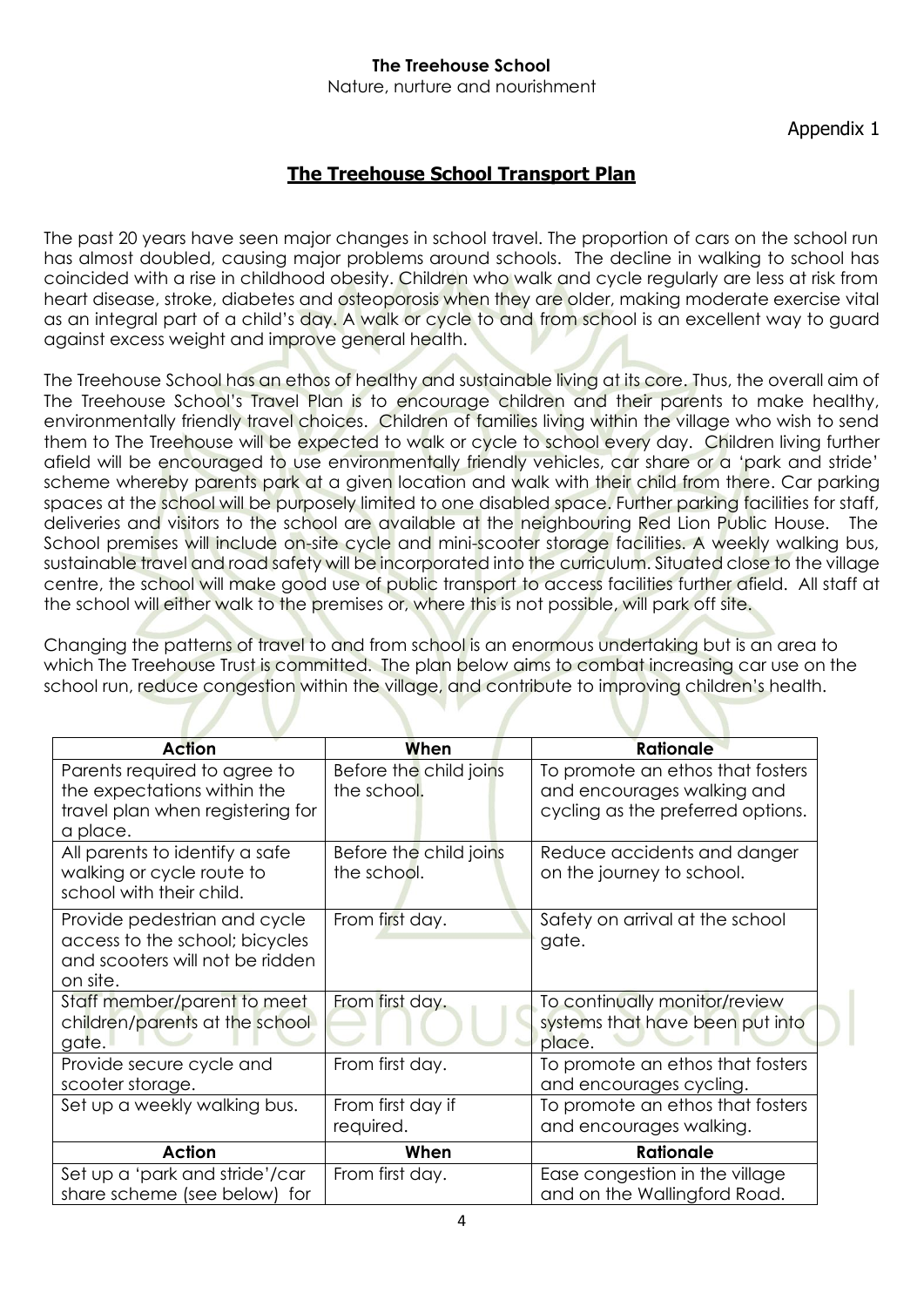**The Treehouse School**
Nature, nurture and nourishment

Appendix 1

## The Treehouse School Transport Plan

The past 20 years have seen major changes in school travel. The proportion of cars on the school run has almost doubled, causing major problems around schools. The decline in walking to school has coincided with a rise in childhood obesity. Children who walk and cycle regularly are less at risk from heart disease, stroke, diabetes and osteoporosis when they are older, making moderate exercise vital as an integral part of a child's day. A walk or cycle to and from school is an excellent way to guard against excess weight and improve general health.

The Treehouse School has an ethos of healthy and sustainable living at its core. Thus, the overall aim of The Treehouse School's Travel Plan is to encourage children and their parents to make healthy, environmentally friendly travel choices. Children of families living within the village who wish to send them to The Treehouse will be expected to walk or cycle to school every day. Children living further afield will be encouraged to use environmentally friendly vehicles, car share or a 'park and stride' scheme whereby parents park at a given location and walk with their child from there. Car parking spaces at the school will be purposely limited to one disabled space. Further parking facilities for staff, deliveries and visitors to the school are available at the neighbouring Red Lion Public House. The School premises will include on-site cycle and mini-scooter storage facilities. A weekly walking bus, sustainable travel and road safety will be incorporated into the curriculum. Situated close to the village centre, the school will make good use of public transport to access facilities further afield. All staff at the school will either walk to the premises or, where this is not possible, will park off site.

Changing the patterns of travel to and from school is an enormous undertaking but is an area to which The Treehouse Trust is committed. The plan below aims to combat increasing car use on the school run, reduce congestion within the village, and contribute to improving children's health.

| Action | When | Rationale |
|---|---|---|
| Parents required to agree to the expectations within the travel plan when registering for a place. | Before the child joins the school. | To promote an ethos that fosters and encourages walking and cycling as the preferred options. |
| All parents to identify a safe walking or cycle route to school with their child. | Before the child joins the school. | Reduce accidents and danger on the journey to school. |
| Provide pedestrian and cycle access to the school; bicycles and scooters will not be ridden on site. | From first day. | Safety on arrival at the school gate. |
| Staff member/parent to meet children/parents at the school gate. | From first day. | To continually monitor/review systems that have been put into place. |
| Provide secure cycle and scooter storage. | From first day. | To promote an ethos that fosters and encourages cycling. |
| Set up a weekly walking bus. | From first day if required. | To promote an ethos that fosters and encourages walking. |
| **Action** | **When** | **Rationale** |
| Set up a 'park and stride'/car share scheme (see below) for | From first day. | Ease congestion in the village and on the Wallingford Road. |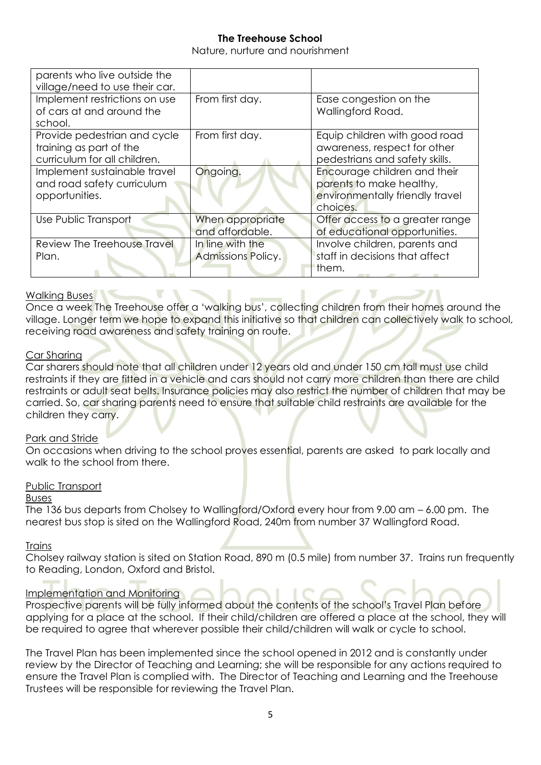| | | |
|---|---|---|
| parents who live outside the village/need to use their car. | | |
| Implement restrictions on use of cars at and around the school. | From first day. | Ease congestion on the Wallingford Road. |
| Provide pedestrian and cycle training as part of the curriculum for all children. | From first day. | Equip children with good road awareness, respect for other pedestrians and safety skills. |
| Implement sustainable travel and road safety curriculum opportunities. | Ongoing. | Encourage children and their parents to make healthy, environmentally friendly travel choices. |
| Use Public Transport | When appropriate and affordable. | Offer access to a greater range of educational opportunities. |
| Review The Treehouse Travel Plan. | In line with the Admissions Policy. | Involve children, parents and staff in decisions that affect them. |

Walking Buses

Once a week The Treehouse offer a 'walking bus', collecting children from their homes around the village. Longer term we hope to expand this initiative so that children can collectively walk to school, receiving road awareness and safety training on route.

Car Sharing

Car sharers should note that all children under 12 years old and under 150 cm tall must use child restraints if they are fitted in a vehicle and cars should not carry more children than there are child restraints or adult seat belts. Insurance policies may also restrict the number of children that may be carried. So, car sharing parents need to ensure that suitable child restraints are available for the children they carry.

Park and Stride

On occasions when driving to the school proves essential, parents are asked to park locally and walk to the school from there.

Public Transport

Buses

The 136 bus departs from Cholsey to Wallingford/Oxford every hour from 9.00 am – 6.00 pm. The nearest bus stop is sited on the Wallingford Road, 240m from number 37 Wallingford Road.

Trains

Cholsey railway station is sited on Station Road, 890 m (0.5 mile) from number 37. Trains run frequently to Reading, London, Oxford and Bristol.

Implementation and Monitoring

Prospective parents will be fully informed about the contents of the school's Travel Plan before applying for a place at the school. If their child/children are offered a place at the school, they will be required to agree that wherever possible their child/children will walk or cycle to school.

The Travel Plan has been implemented since the school opened in 2012 and is constantly under review by the Director of Teaching and Learning; she will be responsible for any actions required to ensure the Travel Plan is complied with. The Director of Teaching and Learning and the Treehouse Trustees will be responsible for reviewing the Travel Plan.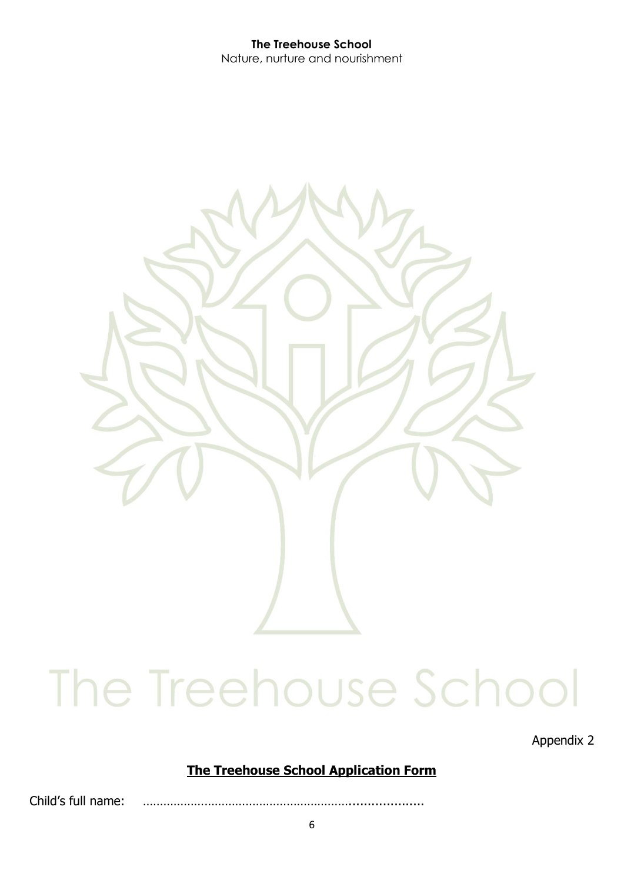The Treehouse School

Appendix 2

## The Treehouse School Application Form

Child's full name: ……………………………………………………………………………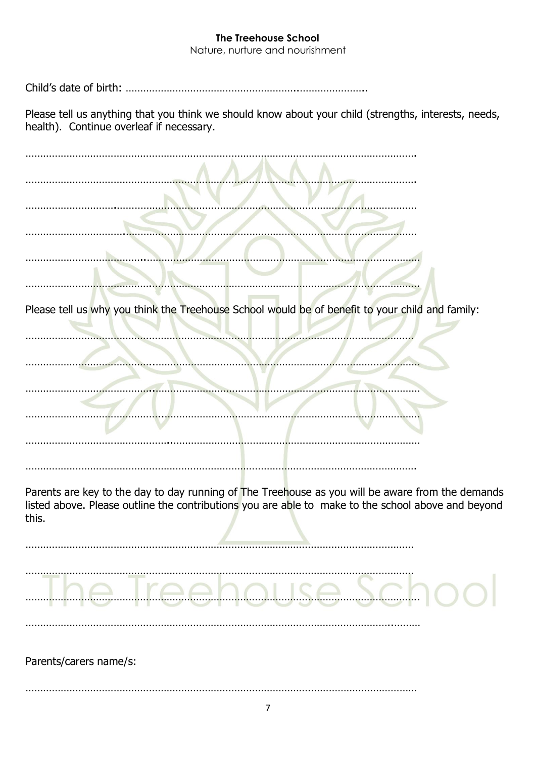Child's date of birth: ……………………………………………………………………..

Please tell us anything that you think we should know about your child (strengths, interests, needs, health). Continue overleaf if necessary.

……………………………………………………………………………………………………………………

……………………………………………………………………………………………………………………

……………………………………………………………………………………………………………………

……………………………………………………………………………………………………………………

……………………………………………………………………………………………………………………

……………………………………………………………………………………………………………………

Please tell us why you think the Treehouse School would be of benefit to your child and family:

……………………………………………………………………………………………………………………

……………………………………………………………………………………………………………………

……………………………………………………………………………………………………………………

……………………………………………………………………………………………………………………

……………………………………………………………………………………………………………………

……………………………………………………………………………………………………………………

Parents are key to the day to day running of The Treehouse as you will be aware from the demands listed above. Please outline the contributions you are able to make to the school above and beyond this.

……………………………………………………………………………………………………………………

……………………………………………………………………………………………………………………

……………………………………………………………………………………………………………………

……………………………………………………………………………………………………………………

Parents/carers name/s:

……………………………………………………………………………………………………………………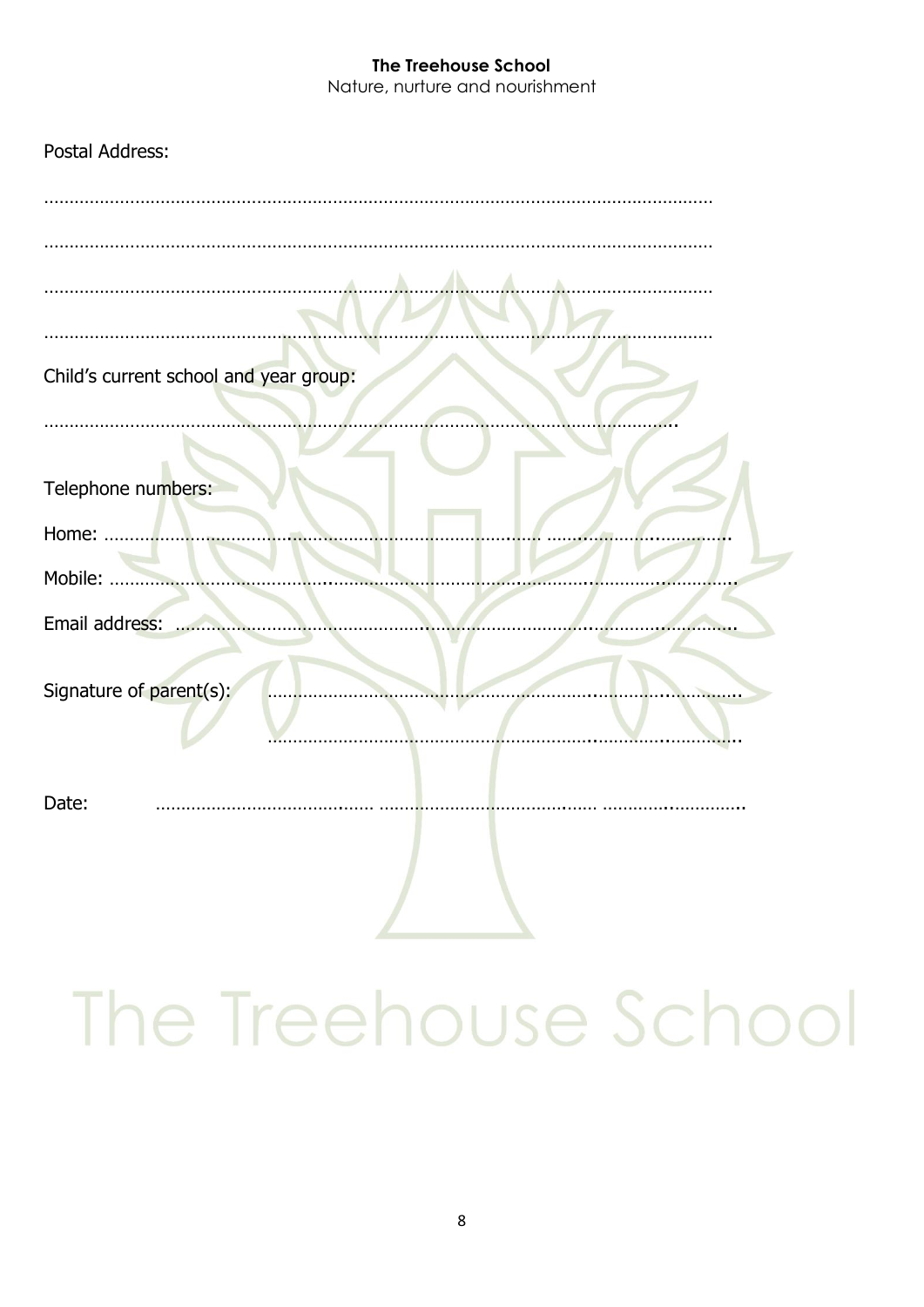**The Treehouse School**
Nature, nurture and nourishment

Postal Address:

……………………………………………………………………………………………………………

……………………………………………………………………………………………………………

……………………………………………………………………………………………………………

……………………………………………………………………………………………………………

Child's current school and year group:

…………………………………………………………………………………………………………

Telephone numbers:

Home: ……………………………………………………………………………………………………

Mobile: …………………………………………………………………………………………………

Email address: …………………………………………………………………………………………

Signature of parent(s): ………………………………………………………………………………

………………………………………………………………………………

Date: ……………………………… ……………………………… ……………………

The Treehouse School